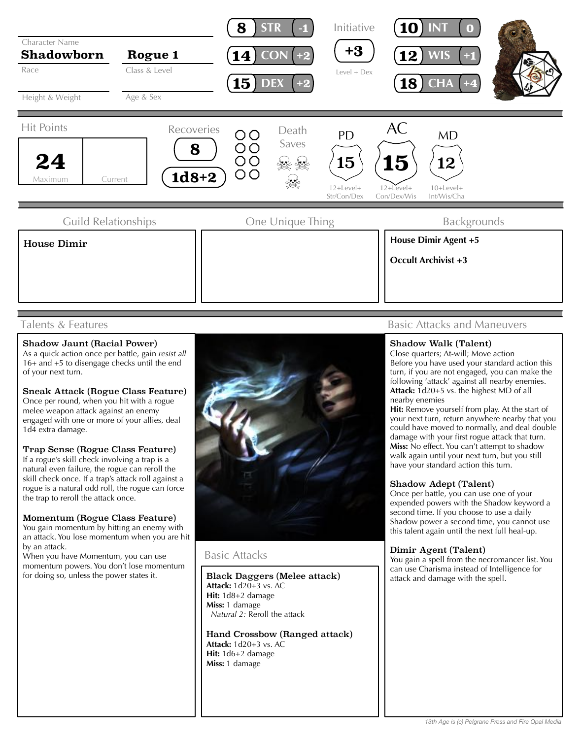**Character Name:** Shadowborn

**Class & Level:** Rogue 1

Race

Height & Weight

Age & Sex

| Score | Ability | Mod |
|---|---|---|
| 8 | STR | -1 |
| 14 | CON | +2 |
| 15 | DEX | +2 |
| 10 | INT | 0 |
| 12 | WIS | +1 |
| 18 | CHA | +4 |

**Initiative:** +3 (Level + Dex)

## Hit Points

| Maximum | Current |
|---|---|
| 24 | |

**Recoveries:** 8

**Recovery Dice:** 1d8+2

**Death Saves**

| PD | AC | MD |
|---|---|---|
| 15 | 15 | 12 |
| 12+Level+ Str/Con/Dex | 12+Level+ Con/Dex/Wis | 10+Level+ Int/Wis/Cha |

## Guild Relationships

**House Dimir**

## One Unique Thing

## Backgrounds

**House Dimir Agent +5**

**Occult Archivist +3**

## Talents & Features

**Shadow Jaunt (Racial Power)**
As a quick action once per battle, gain *resist all* 16+ and +5 to disengage checks until the end of your next turn.

**Sneak Attack (Rogue Class Feature)**
Once per round, when you hit with a rogue melee weapon attack against an enemy engaged with one or more of your allies, deal 1d4 extra damage.

**Trap Sense (Rogue Class Feature)**
If a rogue's skill check involving a trap is a natural even failure, the rogue can reroll the skill check once. If a trap's attack roll against a rogue is a natural odd roll, the rogue can force the trap to reroll the attack once.

**Momentum (Rogue Class Feature)**
You gain momentum by hitting an enemy with an attack. You lose momentum when you are hit by an attack.
When you have Momentum, you can use momentum powers. You don't lose momentum for doing so, unless the power states it.

## Basic Attacks

**Black Daggers (Melee attack)**
**Attack:** 1d20+3 vs. AC
**Hit:** 1d8+2 damage
**Miss:** 1 damage
*Natural 2:* Reroll the attack

**Hand Crossbow (Ranged attack)**
**Attack:** 1d20+3 vs. AC
**Hit:** 1d6+2 damage
**Miss:** 1 damage

## Basic Attacks and Maneuvers

**Shadow Walk (Talent)**
Close quarters; At-will; Move action
Before you have used your standard action this turn, if you are not engaged, you can make the following 'attack' against all nearby enemies.
**Attack:** 1d20+5 vs. the highest MD of all nearby enemies
**Hit:** Remove yourself from play. At the start of your next turn, return anywhere nearby that you could have moved to normally, and deal double damage with your first rogue attack that turn.
**Miss:** No effect. You can't attempt to shadow walk again until your next turn, but you still have your standard action this turn.

**Shadow Adept (Talent)**
Once per battle, you can use one of your expended powers with the Shadow keyword a second time. If you choose to use a daily Shadow power a second time, you cannot use this talent again until the next full heal-up.

**Dimir Agent (Talent)**
You gain a spell from the necromancer list. You can use Charisma instead of Intelligence for attack and damage with the spell.

13th Age is (c) Pelgrane Press and Fire Opal Media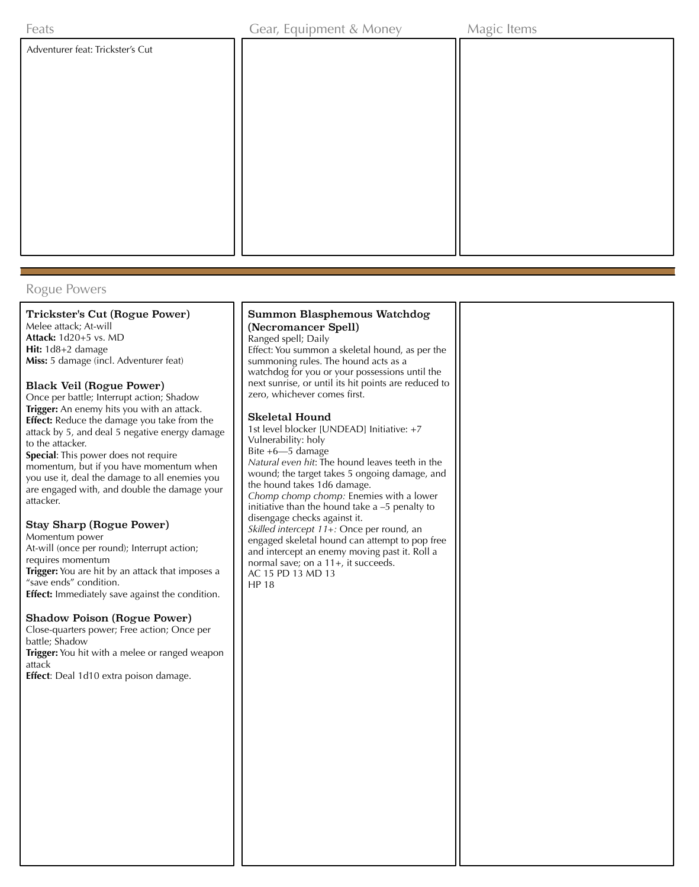## Feats

Adventurer feat: Trickster's Cut

## Gear, Equipment & Money

## Magic Items

## Rogue Powers

**Trickster's Cut (Rogue Power)**
Melee attack; At-will
**Attack:** 1d20+5 vs. MD
**Hit:** 1d8+2 damage
**Miss:** 5 damage (incl. Adventurer feat)

**Black Veil (Rogue Power)**
Once per battle; Interrupt action; Shadow
**Trigger:** An enemy hits you with an attack.
**Effect:** Reduce the damage you take from the attack by 5, and deal 5 negative energy damage to the attacker.
**Special**: This power does not require momentum, but if you have momentum when you use it, deal the damage to all enemies you are engaged with, and double the damage your attacker.

**Stay Sharp (Rogue Power)**
Momentum power
At-will (once per round); Interrupt action; requires momentum
**Trigger:** You are hit by an attack that imposes a "save ends" condition.
**Effect:** Immediately save against the condition.

**Shadow Poison (Rogue Power)**
Close-quarters power; Free action; Once per battle; Shadow
**Trigger:** You hit with a melee or ranged weapon attack
**Effect**: Deal 1d10 extra poison damage.

**Summon Blasphemous Watchdog (Necromancer Spell)**
Ranged spell; Daily
Effect: You summon a skeletal hound, as per the summoning rules. The hound acts as a watchdog for you or your possessions until the next sunrise, or until its hit points are reduced to zero, whichever comes first.

**Skeletal Hound**
1st level blocker [UNDEAD] Initiative: +7
Vulnerability: holy
Bite +6—5 damage
*Natural even hit*: The hound leaves teeth in the wound; the target takes 5 ongoing damage, and the hound takes 1d6 damage.
*Chomp chomp chomp:* Enemies with a lower initiative than the hound take a –5 penalty to disengage checks against it.
*Skilled intercept 11+:* Once per round, an engaged skeletal hound can attempt to pop free and intercept an enemy moving past it. Roll a normal save; on a 11+, it succeeds.
AC 15 PD 13 MD 13
HP 18